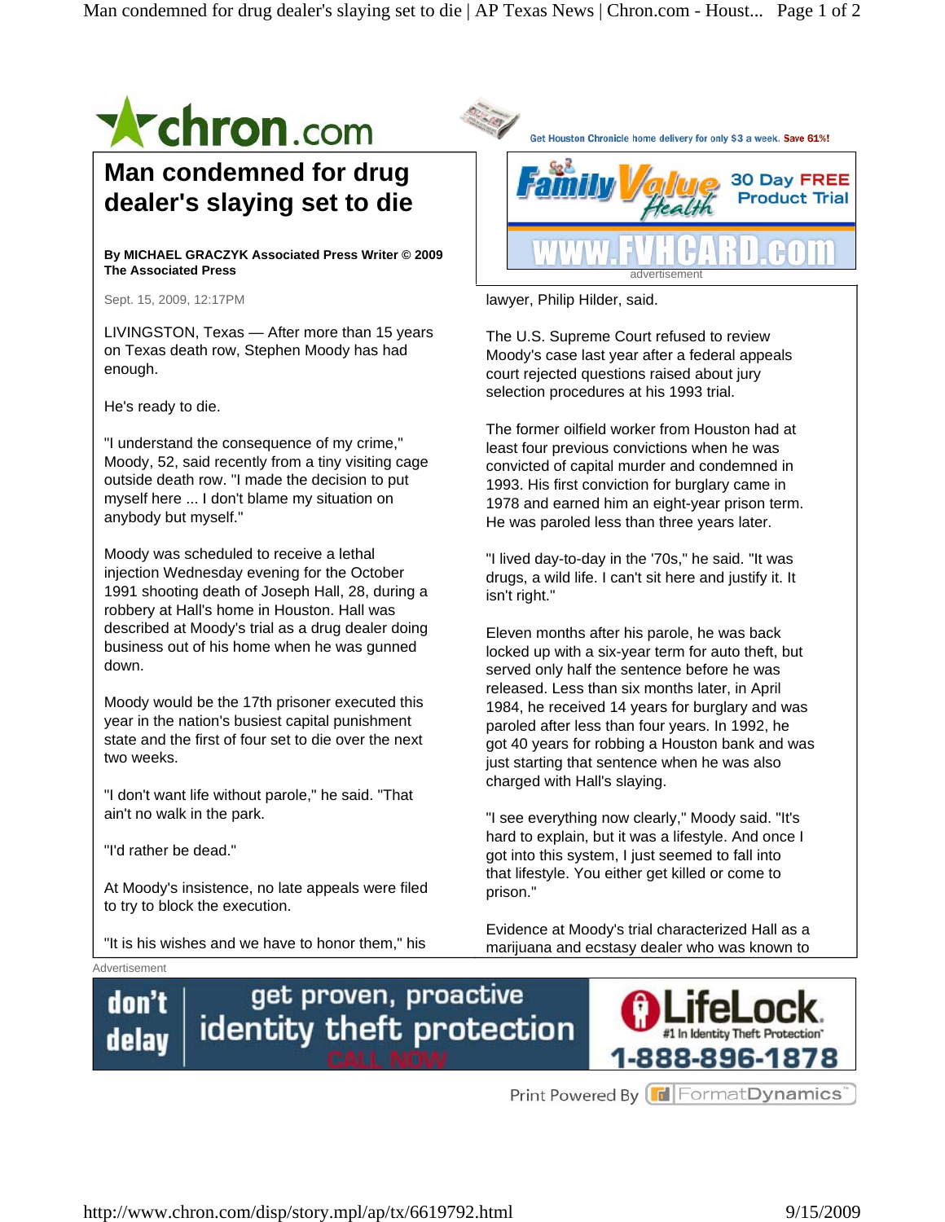# Man condemned for drug dealer's slaying set to die

**By MICHAEL GRACZYK Associated Press Writer © 2009 The Associated Press**

Sept. 15, 2009, 12:17PM

LIVINGSTON, Texas — After more than 15 years on Texas death row, Stephen Moody has had enough.

He's ready to die.

"I understand the consequence of my crime," Moody, 52, said recently from a tiny visiting cage outside death row. "I made the decision to put myself here ... I don't blame my situation on anybody but myself."

Moody was scheduled to receive a lethal injection Wednesday evening for the October 1991 shooting death of Joseph Hall, 28, during a robbery at Hall's home in Houston. Hall was described at Moody's trial as a drug dealer doing business out of his home when he was gunned down.

Moody would be the 17th prisoner executed this year in the nation's busiest capital punishment state and the first of four set to die over the next two weeks.

"I don't want life without parole," he said. "That ain't no walk in the park.

"I'd rather be dead."

At Moody's insistence, no late appeals were filed to try to block the execution.

"It is his wishes and we have to honor them," his lawyer, Philip Hilder, said.

The U.S. Supreme Court refused to review Moody's case last year after a federal appeals court rejected questions raised about jury selection procedures at his 1993 trial.

The former oilfield worker from Houston had at least four previous convictions when he was convicted of capital murder and condemned in 1993. His first conviction for burglary came in 1978 and earned him an eight-year prison term. He was paroled less than three years later.

"I lived day-to-day in the '70s," he said. "It was drugs, a wild life. I can't sit here and justify it. It isn't right."

Eleven months after his parole, he was back locked up with a six-year term for auto theft, but served only half the sentence before he was released. Less than six months later, in April 1984, he received 14 years for burglary and was paroled after less than four years. In 1992, he got 40 years for robbing a Houston bank and was just starting that sentence when he was also charged with Hall's slaying.

"I see everything now clearly," Moody said. "It's hard to explain, but it was a lifestyle. And once I got into this system, I just seemed to fall into that lifestyle. You either get killed or come to prison."

Evidence at Moody's trial characterized Hall as a marijuana and ecstasy dealer who was known to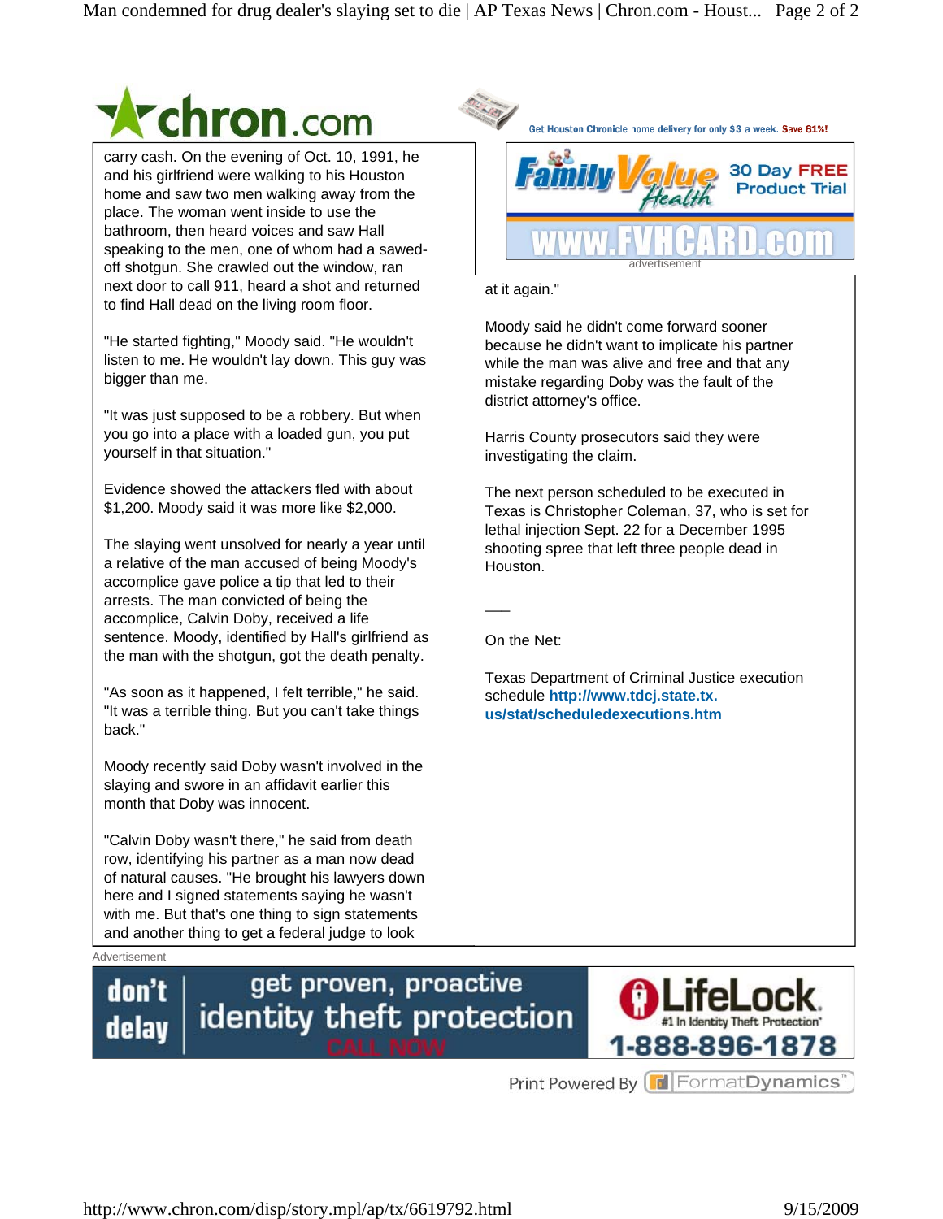carry cash. On the evening of Oct. 10, 1991, he and his girlfriend were walking to his Houston home and saw two men walking away from the place. The woman went inside to use the bathroom, then heard voices and saw Hall speaking to the men, one of whom had a sawed-off shotgun. She crawled out the window, ran next door to call 911, heard a shot and returned to find Hall dead on the living room floor.

"He started fighting," Moody said. "He wouldn't listen to me. He wouldn't lay down. This guy was bigger than me.

"It was just supposed to be a robbery. But when you go into a place with a loaded gun, you put yourself in that situation."

Evidence showed the attackers fled with about $1,200. Moody said it was more like $2,000.

The slaying went unsolved for nearly a year until a relative of the man accused of being Moody's accomplice gave police a tip that led to their arrests. The man convicted of being the accomplice, Calvin Doby, received a life sentence. Moody, identified by Hall's girlfriend as the man with the shotgun, got the death penalty.

"As soon as it happened, I felt terrible," he said. "It was a terrible thing. But you can't take things back."

Moody recently said Doby wasn't involved in the slaying and swore in an affidavit earlier this month that Doby was innocent.

"Calvin Doby wasn't there," he said from death row, identifying his partner as a man now dead of natural causes. "He brought his lawyers down here and I signed statements saying he wasn't with me. But that's one thing to sign statements and another thing to get a federal judge to look at it again."

Moody said he didn't come forward sooner because he didn't want to implicate his partner while the man was alive and free and that any mistake regarding Doby was the fault of the district attorney's office.

Harris County prosecutors said they were investigating the claim.

The next person scheduled to be executed in Texas is Christopher Coleman, 37, who is set for lethal injection Sept. 22 for a December 1995 shooting spree that left three people dead in Houston.

\_\_\_

On the Net:

Texas Department of Criminal Justice execution schedule http://www.tdcj.state.tx.us/stat/scheduledexecutions.htm